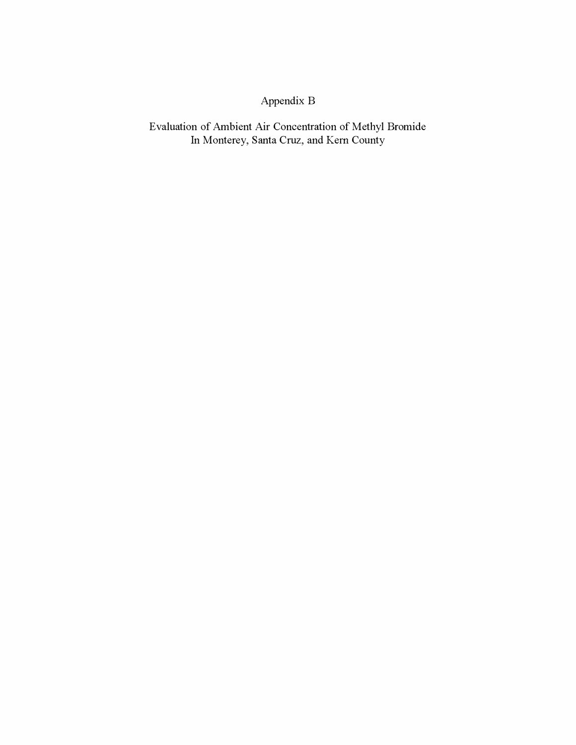# Appendix B

## Evaluation of Ambient Air Concentration of Methyl Bromide In Monterey, Santa Cruz, and Kern County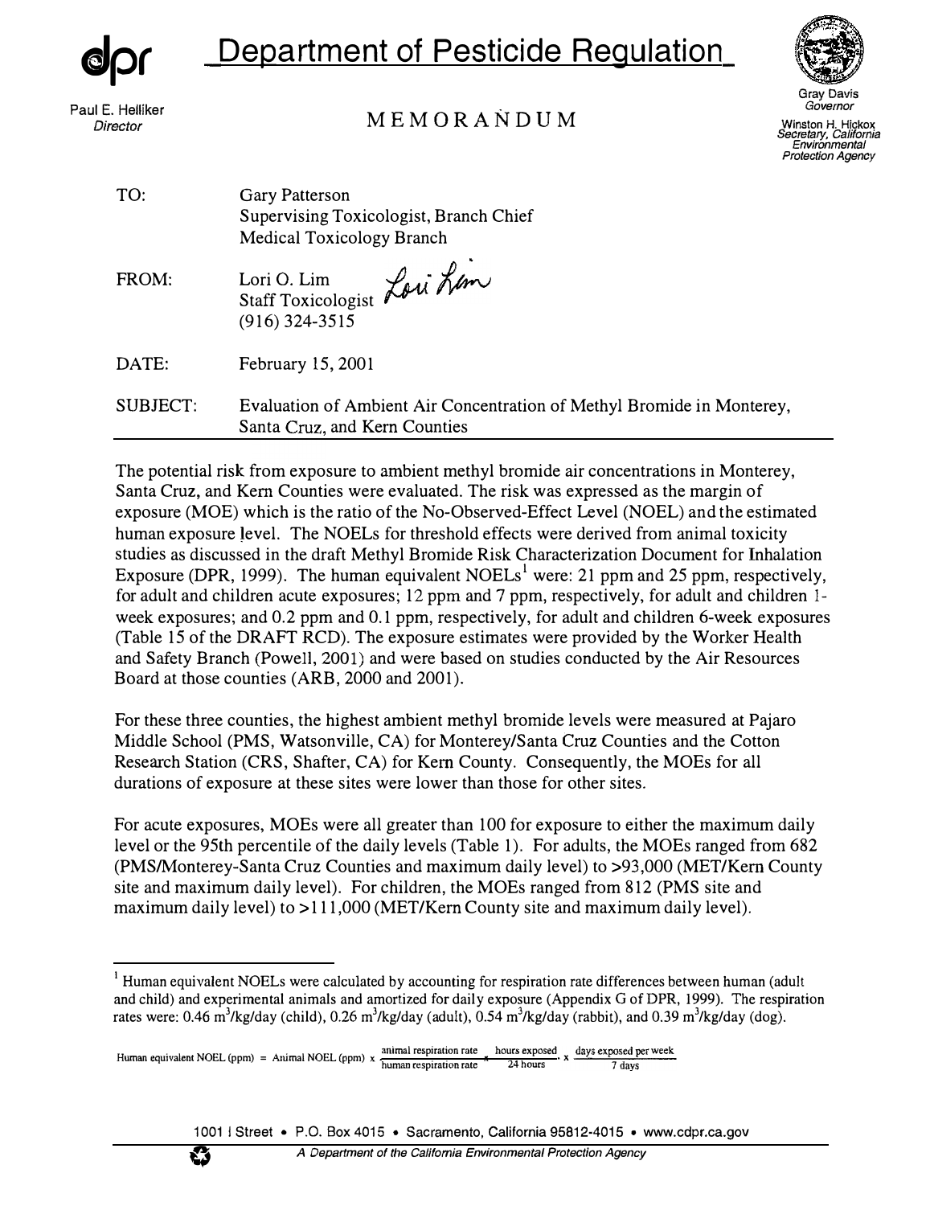**dpr** **Department of Pesticide Regulation**

Paul E. Helliker
*Director*

Gray Davis
*Governor*

Winston H. Hickox
*Secretary, California Environmental Protection Agency*

# MEMORANDUM

TO: Gary Patterson
Supervising Toxicologist, Branch Chief
Medical Toxicology Branch

FROM: Lori O. Lim
Staff Toxicologist
(916) 324-3515

DATE: February 15, 2001

SUBJECT: Evaluation of Ambient Air Concentration of Methyl Bromide in Monterey, Santa Cruz, and Kern Counties

---

The potential risk from exposure to ambient methyl bromide air concentrations in Monterey, Santa Cruz, and Kern Counties were evaluated. The risk was expressed as the margin of exposure (MOE) which is the ratio of the No-Observed-Effect Level (NOEL) and the estimated human exposure level. The NOELs for threshold effects were derived from animal toxicity studies as discussed in the draft Methyl Bromide Risk Characterization Document for Inhalation Exposure (DPR, 1999). The human equivalent NOELs[1] were: 21 ppm and 25 ppm, respectively, for adult and children acute exposures; 12 ppm and 7 ppm, respectively, for adult and children 1-week exposures; and 0.2 ppm and 0.1 ppm, respectively, for adult and children 6-week exposures (Table 15 of the DRAFT RCD). The exposure estimates were provided by the Worker Health and Safety Branch (Powell, 2001) and were based on studies conducted by the Air Resources Board at those counties (ARB, 2000 and 2001).

For these three counties, the highest ambient methyl bromide levels were measured at Pajaro Middle School (PMS, Watsonville, CA) for Monterey/Santa Cruz Counties and the Cotton Research Station (CRS, Shafter, CA) for Kern County. Consequently, the MOEs for all durations of exposure at these sites were lower than those for other sites.

For acute exposures, MOEs were all greater than 100 for exposure to either the maximum daily level or the 95th percentile of the daily levels (Table 1). For adults, the MOEs ranged from 682 (PMS/Monterey-Santa Cruz Counties and maximum daily level) to >93,000 (MET/Kern County site and maximum daily level). For children, the MOEs ranged from 812 (PMS site and maximum daily level) to >111,000 (MET/Kern County site and maximum daily level).

---

[1] Human equivalent NOELs were calculated by accounting for respiration rate differences between human (adult and child) and experimental animals and amortized for daily exposure (Appendix G of DPR, 1999). The respiration rates were: 0.46 $m^3$/kg/day (child), 0.26 $m^3$/kg/day (adult), 0.54 $m^3$/kg/day (rabbit), and 0.39 $m^3$/kg/day (dog).

$$\text{Human equivalent NOEL (ppm)} = \text{Animal NOEL (ppm)} \times \frac{\text{animal respiration rate}}{\text{human respiration rate}} \times \frac{\text{hours exposed}}{24 \text{ hours}} \times \frac{\text{days exposed per week}}{7 \text{ days}}$$

1001 I Street • P.O. Box 4015 • Sacramento, California 95812-4015 • www.cdpr.ca.gov

*A Department of the California Environmental Protection Agency*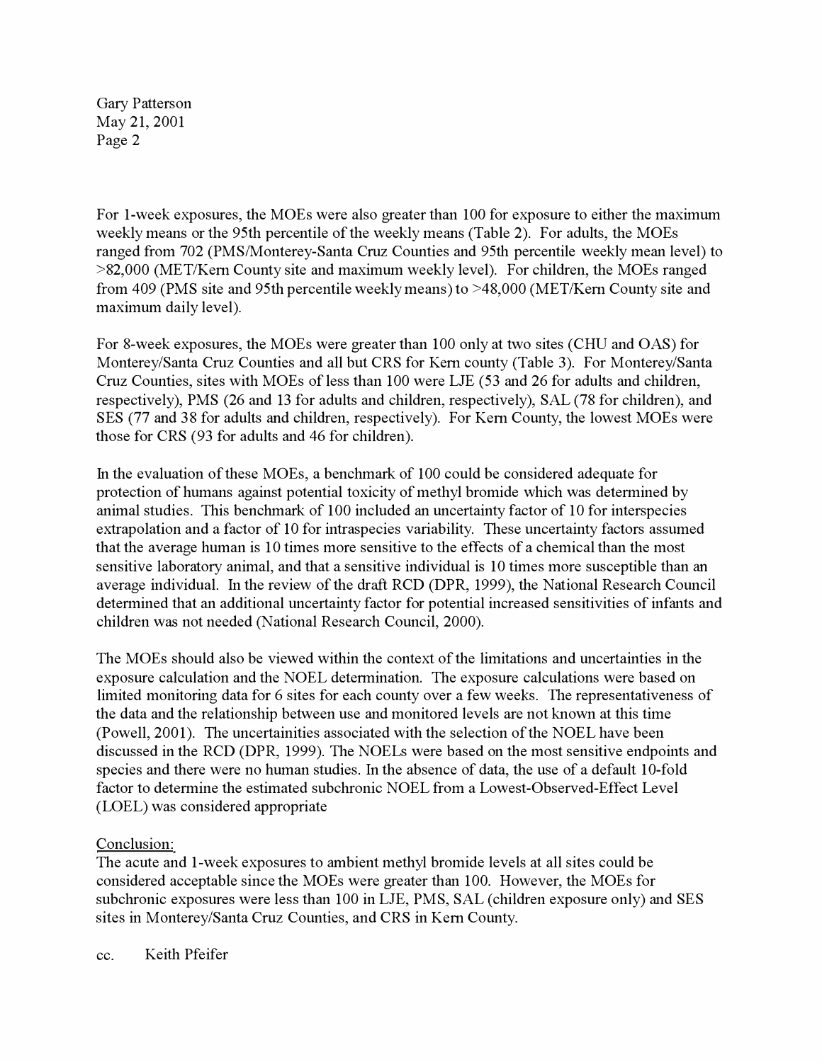For 1-week exposures, the MOEs were also greater than 100 for exposure to either the maximum weekly means or the 95th percentile of the weekly means (Table 2). For adults, the MOEs ranged from 702 (PMS/Monterey-Santa Cruz Counties and 95th percentile weekly mean level) to >82,000 (MET/Kern County site and maximum weekly level). For children, the MOEs ranged from 409 (PMS site and 95th percentile weekly means) to >48,000 (MET/Kern County site and maximum daily level).

For 8-week exposures, the MOEs were greater than 100 only at two sites (CHU and OAS) for Monterey/Santa Cruz Counties and all but CRS for Kern county (Table 3). For Monterey/Santa Cruz Counties, sites with MOEs of less than 100 were LJE (53 and 26 for adults and children, respectively), PMS (26 and 13 for adults and children, respectively), SAL (78 for children), and SES (77 and 38 for adults and children, respectively). For Kern County, the lowest MOEs were those for CRS (93 for adults and 46 for children).

In the evaluation of these MOEs, a benchmark of 100 could be considered adequate for protection of humans against potential toxicity of methyl bromide which was determined by animal studies. This benchmark of 100 included an uncertainty factor of 10 for interspecies extrapolation and a factor of 10 for intraspecies variability. These uncertainty factors assumed that the average human is 10 times more sensitive to the effects of a chemical than the most sensitive laboratory animal, and that a sensitive individual is 10 times more susceptible than an average individual. In the review of the draft RCD (DPR, 1999), the National Research Council determined that an additional uncertainty factor for potential increased sensitivities of infants and children was not needed (National Research Council, 2000).

The MOEs should also be viewed within the context of the limitations and uncertainties in the exposure calculation and the NOEL determination. The exposure calculations were based on limited monitoring data for 6 sites for each county over a few weeks. The representativeness of the data and the relationship between use and monitored levels are not known at this time (Powell, 2001). The uncertainities associated with the selection of the NOEL have been discussed in the RCD (DPR, 1999). The NOELs were based on the most sensitive endpoints and species and there were no human studies. In the absence of data, the use of a default 10-fold factor to determine the estimated subchronic NOEL from a Lowest-Observed-Effect Level (LOEL) was considered appropriate

Conclusion:

The acute and 1-week exposures to ambient methyl bromide levels at all sites could be considered acceptable since the MOEs were greater than 100. However, the MOEs for subchronic exposures were less than 100 in LJE, PMS, SAL (children exposure only) and SES sites in Monterey/Santa Cruz Counties, and CRS in Kern County.

cc. Keith Pfeifer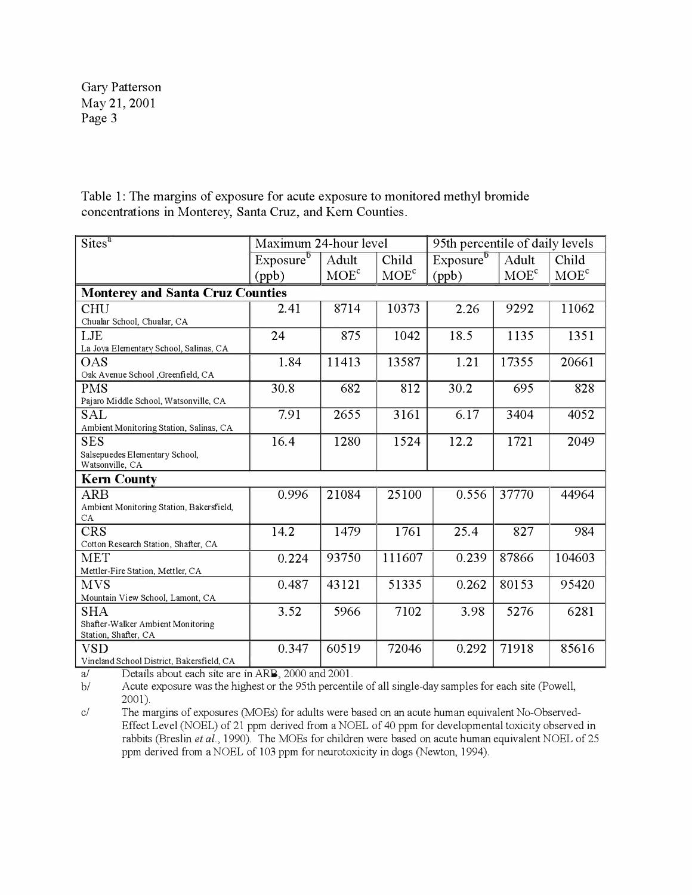Table 1: The margins of exposure for acute exposure to monitored methyl bromide concentrations in Monterey, Santa Cruz, and Kern Counties.

| Sites[a] | Maximum 24-hour level | | | 95th percentile of daily levels | | |
|---|---|---|---|---|---|---|
| | Exposure[b] (ppb) | Adult MOE[c] | Child MOE[c] | Exposure[b] (ppb) | Adult MOE[c] | Child MOE[c] |
| **Monterey and Santa Cruz Counties** | | | | | | |
| CHU<br>Chualar School, Chualar, CA | 2.41 | 8714 | 10373 | 2.26 | 9292 | 11062 |
| LJE<br>La Joya Elementary School, Salinas, CA | 24 | 875 | 1042 | 18.5 | 1135 | 1351 |
| OAS<br>Oak Avenue School ,Greenfield, CA | 1.84 | 11413 | 13587 | 1.21 | 17355 | 20661 |
| PMS<br>Pajaro Middle School, Watsonville, CA | 30.8 | 682 | 812 | 30.2 | 695 | 828 |
| SAL<br>Ambient Monitoring Station, Salinas, CA | 7.91 | 2655 | 3161 | 6.17 | 3404 | 4052 |
| SES<br>Salsepuedes Elementary School, Watsonville, CA | 16.4 | 1280 | 1524 | 12.2 | 1721 | 2049 |
| **Kern County** | | | | | | |
| ARB<br>Ambient Monitoring Station, Bakersfield, CA | 0.996 | 21084 | 25100 | 0.556 | 37770 | 44964 |
| CRS<br>Cotton Research Station, Shafter, CA | 14.2 | 1479 | 1761 | 25.4 | 827 | 984 |
| MET<br>Mettler-Fire Station, Mettler, CA | 0.224 | 93750 | 111607 | 0.239 | 87866 | 104603 |
| MVS<br>Mountain View School, Lamont, CA | 0.487 | 43121 | 51335 | 0.262 | 80153 | 95420 |
| SHA<br>Shafter-Walker Ambient Monitoring Station, Shafter, CA | 3.52 | 5966 | 7102 | 3.98 | 5276 | 6281 |
| VSD<br>Vineland School District, Bakersfield, CA | 0.347 | 60519 | 72046 | 0.292 | 71918 | 85616 |

a/ Details about each site are in ARB, 2000 and 2001.

b/ Acute exposure was the highest or the 95th percentile of all single-day samples for each site (Powell, 2001).

c/ The margins of exposures (MOEs) for adults were based on an acute human equivalent No-Observed-Effect Level (NOEL) of 21 ppm derived from a NOEL of 40 ppm for developmental toxicity observed in rabbits (Breslin *et al.*, 1990). The MOEs for children were based on acute human equivalent NOEL of 25 ppm derived from a NOEL of 103 ppm for neurotoxicity in dogs (Newton, 1994).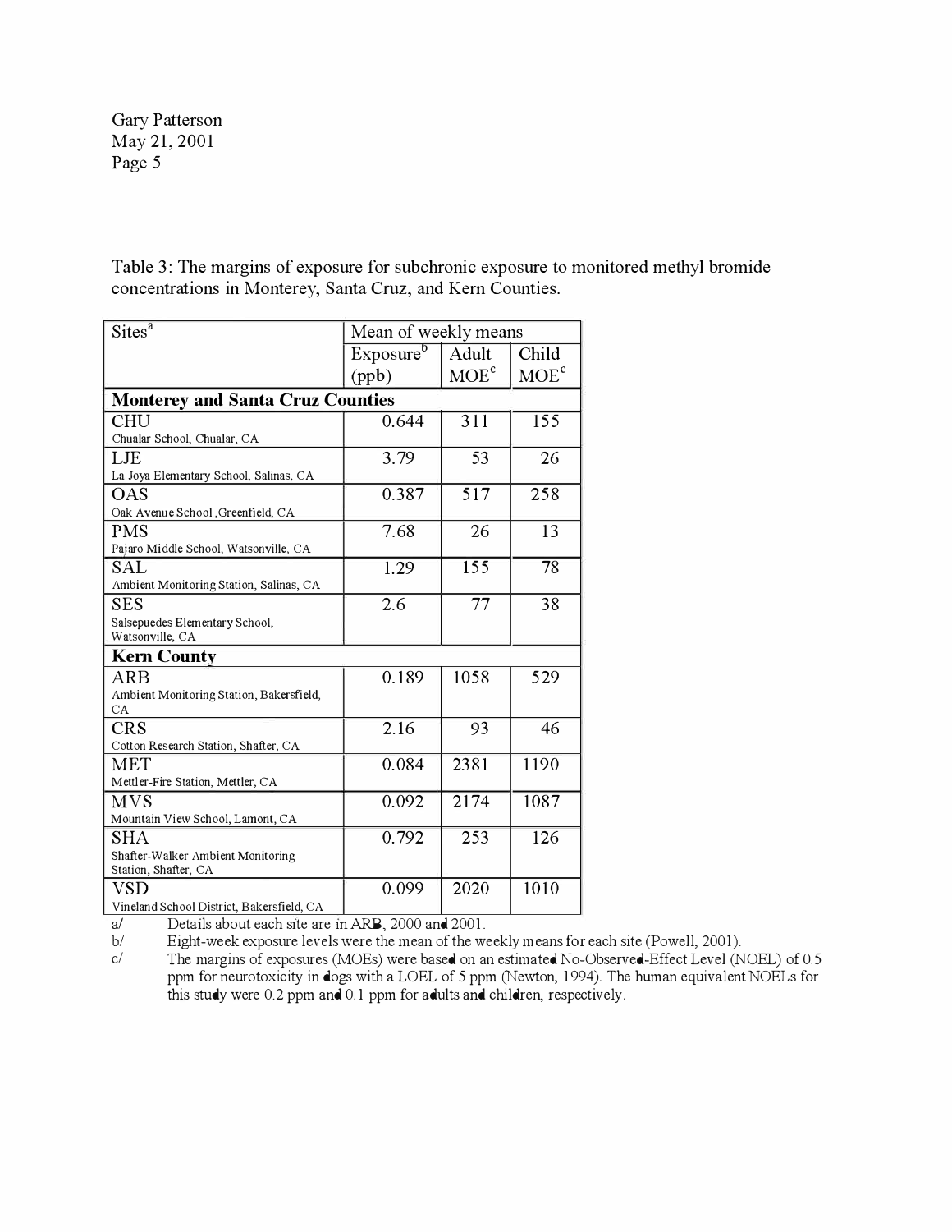Table 3: The margins of exposure for subchronic exposure to monitored methyl bromide concentrations in Monterey, Santa Cruz, and Kern Counties.

| Sites[a] | Mean of weekly means | | |
|---|---|---|---|
| | Exposure[b] (ppb) | Adult MOE[c] | Child MOE[c] |
| **Monterey and Santa Cruz Counties** | | | |
| CHU<br>Chualar School, Chualar, CA | 0.644 | 311 | 155 |
| LJE<br>La Joya Elementary School, Salinas, CA | 3.79 | 53 | 26 |
| OAS<br>Oak Avenue School ,Greenfield, CA | 0.387 | 517 | 258 |
| PMS<br>Pajaro Middle School, Watsonville, CA | 7.68 | 26 | 13 |
| SAL<br>Ambient Monitoring Station, Salinas, CA | 1.29 | 155 | 78 |
| SES<br>Salsepuedes Elementary School, Watsonville, CA | 2.6 | 77 | 38 |
| **Kern County** | | | |
| ARB<br>Ambient Monitoring Station, Bakersfield, CA | 0.189 | 1058 | 529 |
| CRS<br>Cotton Research Station, Shafter, CA | 2.16 | 93 | 46 |
| MET<br>Mettler-Fire Station, Mettler, CA | 0.084 | 2381 | 1190 |
| MVS<br>Mountain View School, Lamont, CA | 0.092 | 2174 | 1087 |
| SHA<br>Shafter-Walker Ambient Monitoring Station, Shafter, CA | 0.792 | 253 | 126 |
| VSD<br>Vineland School District, Bakersfield, CA | 0.099 | 2020 | 1010 |

a/ Details about each site are in ARB, 2000 and 2001.

b/ Eight-week exposure levels were the mean of the weekly means for each site (Powell, 2001).

c/ The margins of exposures (MOEs) were based on an estimated No-Observed-Effect Level (NOEL) of 0.5 ppm for neurotoxicity in dogs with a LOEL of 5 ppm (Newton, 1994). The human equivalent NOELs for this study were 0.2 ppm and 0.1 ppm for adults and children, respectively.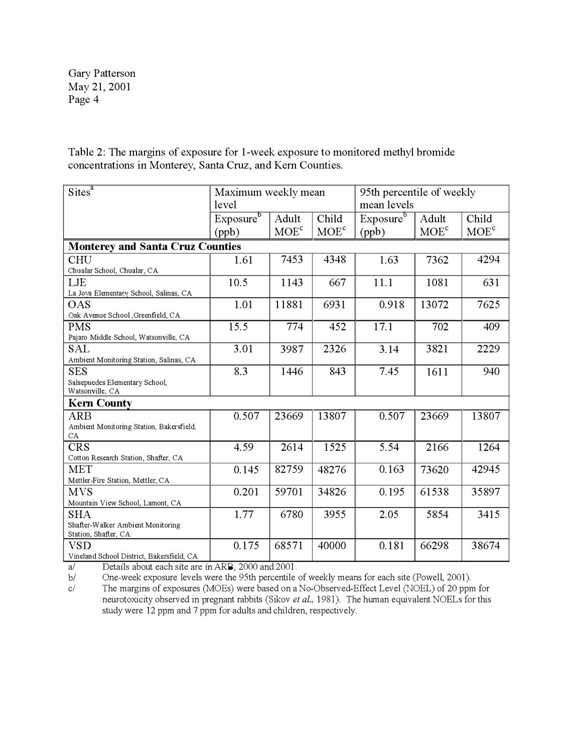Table 2: The margins of exposure for 1-week exposure to monitored methyl bromide concentrations in Monterey, Santa Cruz, and Kern Counties.

| Sites[a] | Maximum weekly mean level | | | 95th percentile of weekly mean levels | | |
|---|---|---|---|---|---|---|
| | Exposure[b] (ppb) | Adult MOE[c] | Child MOE[c] | Exposure[b] (ppb) | Adult MOE[c] | Child MOE[c] |
| **Monterey and Santa Cruz Counties** | | | | | | |
| CHU<br>Chualar School, Chualar, CA | 1.61 | 7453 | 4348 | 1.63 | 7362 | 4294 |
| LJE<br>La Joya Elementary School, Salinas, CA | 10.5 | 1143 | 667 | 11.1 | 1081 | 631 |
| OAS<br>Oak Avenue School ,Greenfield, CA | 1.01 | 11881 | 6931 | 0.918 | 13072 | 7625 |
| PMS<br>Pajaro Middle School, Watsonville, CA | 15.5 | 774 | 452 | 17.1 | 702 | 409 |
| SAL<br>Ambient Monitoring Station, Salinas, CA | 3.01 | 3987 | 2326 | 3.14 | 3821 | 2229 |
| SES<br>Salsepuedes Elementary School, Watsonville, CA | 8.3 | 1446 | 843 | 7.45 | 1611 | 940 |
| **Kern County** | | | | | | |
| ARB<br>Ambient Monitoring Station, Bakersfield, CA | 0.507 | 23669 | 13807 | 0.507 | 23669 | 13807 |
| CRS<br>Cotton Research Station, Shafter, CA | 4.59 | 2614 | 1525 | 5.54 | 2166 | 1264 |
| MET<br>Mettler-Fire Station, Mettler, CA | 0.145 | 82759 | 48276 | 0.163 | 73620 | 42945 |
| MVS<br>Mountain View School, Lamont, CA | 0.201 | 59701 | 34826 | 0.195 | 61538 | 35897 |
| SHA<br>Shafter-Walker Ambient Monitoring Station, Shafter, CA | 1.77 | 6780 | 3955 | 2.05 | 5854 | 3415 |
| VSD<br>Vineland School District, Bakersfield, CA | 0.175 | 68571 | 40000 | 0.181 | 66298 | 38674 |

a/ Details about each site are in ARB, 2000 and 2001.

b/ One-week exposure levels were the 95th percentile of weekly means for each site (Powell, 2001).

c/ The margins of exposures (MOEs) were based on a No-Observed-Effect Level (NOEL) of 20 ppm for neurotoxicity observed in pregnant rabbits (Sikov *et al.,* 1981). The human equivalent NOELs for this study were 12 ppm and 7 ppm for adults and children, respectively.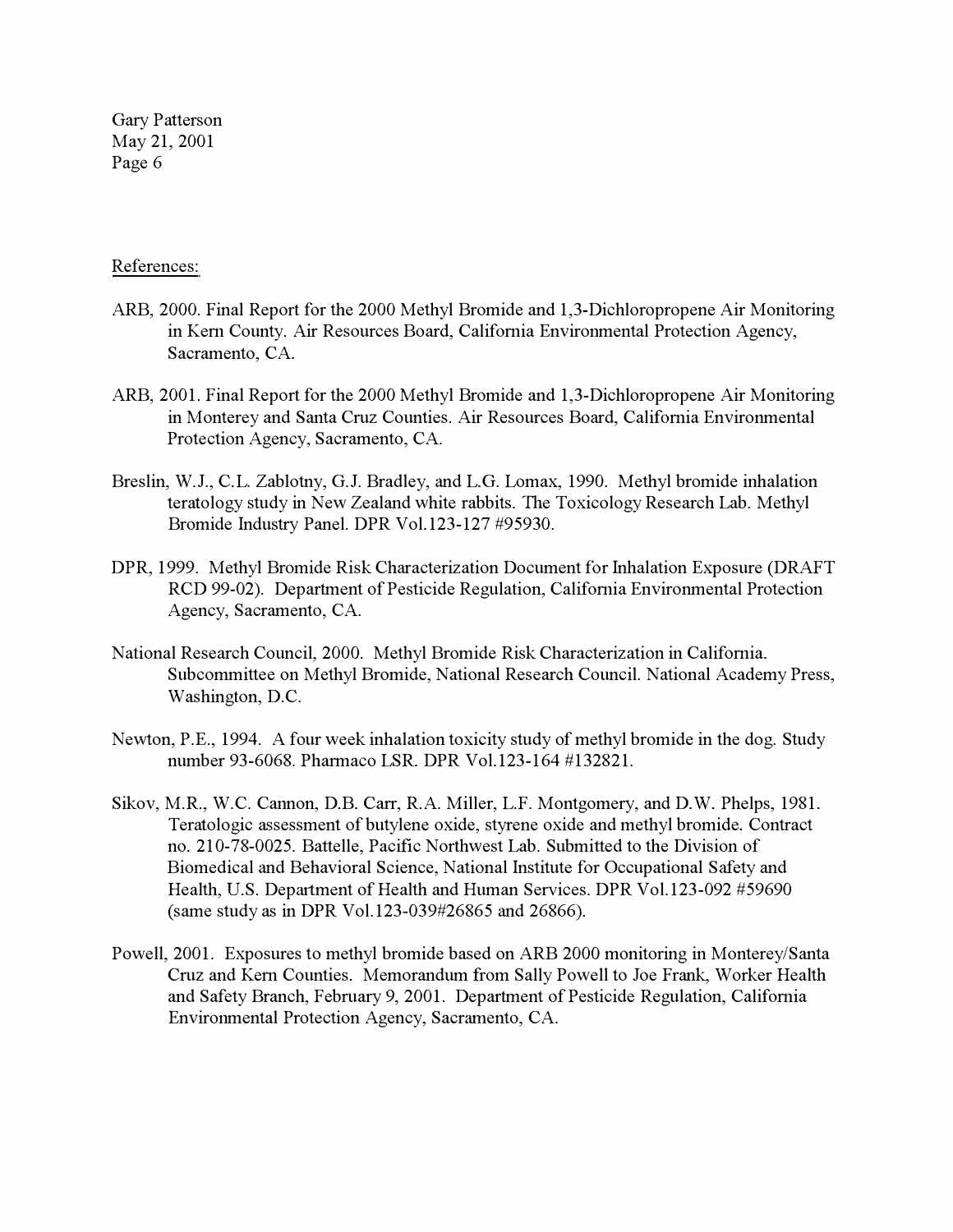References:

ARB, 2000. Final Report for the 2000 Methyl Bromide and 1,3-Dichloropropene Air Monitoring in Kern County. Air Resources Board, California Environmental Protection Agency, Sacramento, CA.

ARB, 2001. Final Report for the 2000 Methyl Bromide and 1,3-Dichloropropene Air Monitoring in Monterey and Santa Cruz Counties. Air Resources Board, California Environmental Protection Agency, Sacramento, CA.

Breslin, W.J., C.L. Zablotny, G.J. Bradley, and L.G. Lomax, 1990. Methyl bromide inhalation teratology study in New Zealand white rabbits. The Toxicology Research Lab. Methyl Bromide Industry Panel. DPR Vol.123-127 #95930.

DPR, 1999. Methyl Bromide Risk Characterization Document for Inhalation Exposure (DRAFT RCD 99-02). Department of Pesticide Regulation, California Environmental Protection Agency, Sacramento, CA.

National Research Council, 2000. Methyl Bromide Risk Characterization in California. Subcommittee on Methyl Bromide, National Research Council. National Academy Press, Washington, D.C.

Newton, P.E., 1994. A four week inhalation toxicity study of methyl bromide in the dog. Study number 93-6068. Pharmaco LSR. DPR Vol.123-164 #132821.

Sikov, M.R., W.C. Cannon, D.B. Carr, R.A. Miller, L.F. Montgomery, and D.W. Phelps, 1981. Teratologic assessment of butylene oxide, styrene oxide and methyl bromide. Contract no. 210-78-0025. Battelle, Pacific Northwest Lab. Submitted to the Division of Biomedical and Behavioral Science, National Institute for Occupational Safety and Health, U.S. Department of Health and Human Services. DPR Vol.123-092 #59690 (same study as in DPR Vol.123-039#26865 and 26866).

Powell, 2001. Exposures to methyl bromide based on ARB 2000 monitoring in Monterey/Santa Cruz and Kern Counties. Memorandum from Sally Powell to Joe Frank, Worker Health and Safety Branch, February 9, 2001. Department of Pesticide Regulation, California Environmental Protection Agency, Sacramento, CA.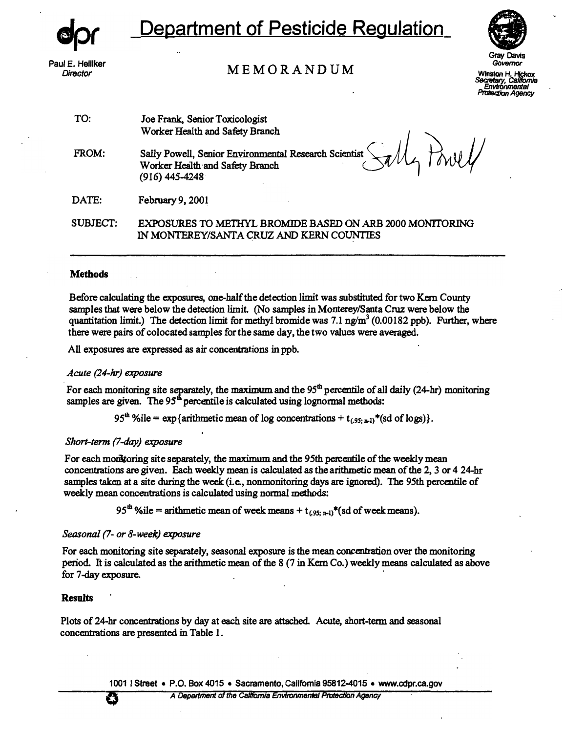# Department of Pesticide Regulation

Paul E. Helliker
*Director*

## MEMORANDUM

Gray Davis
*Governor*

Winston H. Hickox
*Secretary, California Environmental Protection Agency*

TO: Joe Frank, Senior Toxicologist
Worker Health and Safety Branch

FROM: Sally Powell, Senior Environmental Research Scientist
Worker Health and Safety Branch
(916) 445-4248

DATE: February 9, 2001

SUBJECT: EXPOSURES TO METHYL BROMIDE BASED ON ARB 2000 MONITORING IN MONTEREY/SANTA CRUZ AND KERN COUNTIES

---

### Methods

Before calculating the exposures, one-half the detection limit was substituted for two Kern County samples that were below the detection limit. (No samples in Monterey/Santa Cruz were below the quantitation limit.) The detection limit for methyl bromide was 7.1 ng/m$^3$ (0.00182 ppb). Further, where there were pairs of colocated samples for the same day, the two values were averaged.

All exposures are expressed as air concentrations in ppb.

*Acute (24-hr) exposure*

For each monitoring site separately, the maximum and the 95$^{th}$ percentile of all daily (24-hr) monitoring samples are given. The 95$^{th}$ percentile is calculated using lognormal methods:

$$95^{th}\ \%ile = \exp\{\text{arithmetic mean of log concentrations} + t_{(.95;\, n-1)} * (\text{sd of logs})\}.$$

*Short-term (7-day) exposure*

For each monitoring site separately, the maximum and the 95th percentile of the weekly mean concentrations are given. Each weekly mean is calculated as the arithmetic mean of the 2, 3 or 4 24-hr samples taken at a site during the week (i.e., nonmonitoring days are ignored). The 95th percentile of weekly mean concentrations is calculated using normal methods:

$$95^{th}\ \%ile = \text{arithmetic mean of week means} + t_{(.95;\, n-1)} * (\text{sd of week means}).$$

*Seasonal (7- or 8-week) exposure*

For each monitoring site separately, seasonal exposure is the mean concentration over the monitoring period. It is calculated as the arithmetic mean of the 8 (7 in Kern Co.) weekly means calculated as above for 7-day exposure.

### Results

Plots of 24-hr concentrations by day at each site are attached. Acute, short-term and seasonal concentrations are presented in Table 1.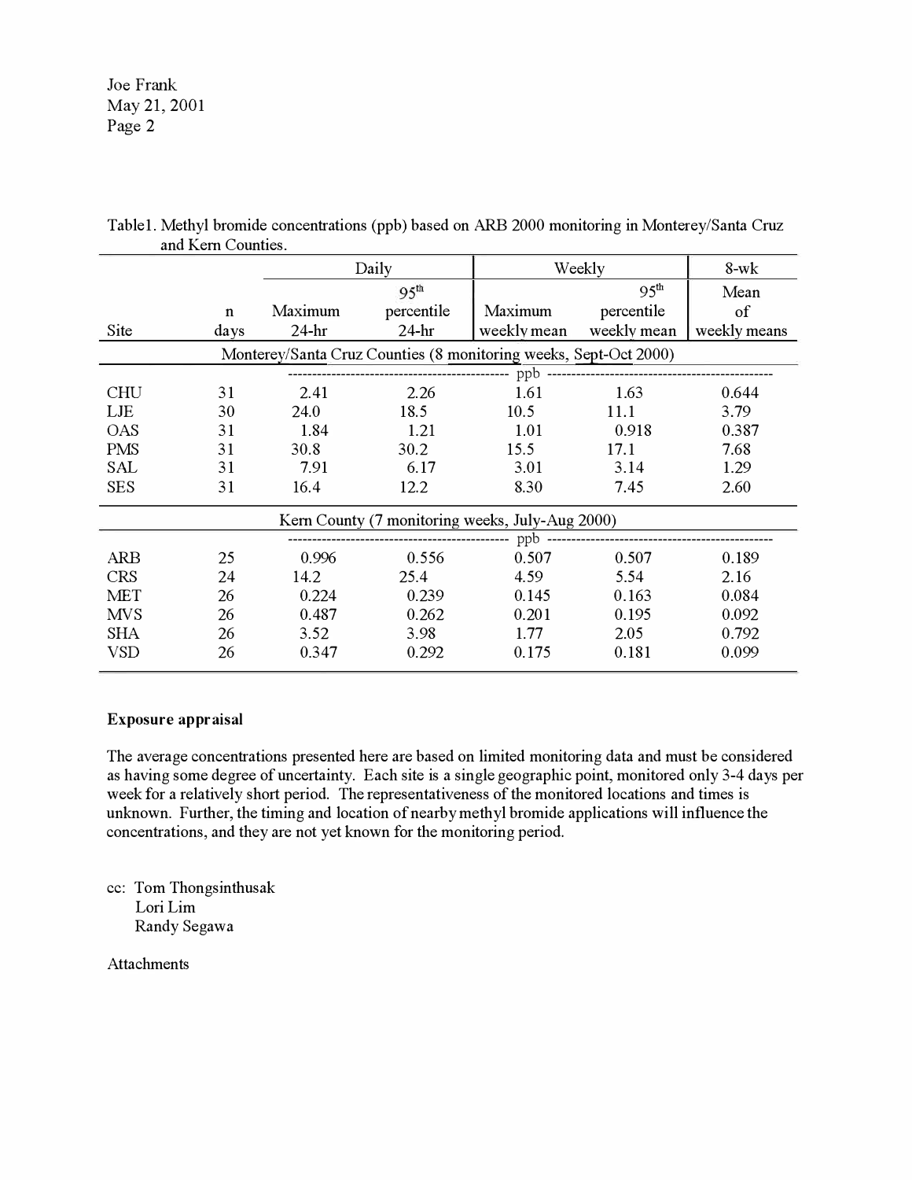Joe Frank
May 21, 2001

Table1. Methyl bromide concentrations (ppb) based on ARB 2000 monitoring in Monterey/Santa Cruz and Kern Counties.

| | | Daily | | Weekly | | 8-wk |
|---|---|---|---|---|---|---|
| Site | n days | Maximum 24-hr | 95th percentile 24-hr | Maximum weekly mean | 95th percentile weekly mean | Mean of weekly means |
| Monterey/Santa Cruz Counties (8 monitoring weeks, Sept-Oct 2000) | | | | | | |
| | | ppb | | | | |
| CHU | 31 | 2.41 | 2.26 | 1.61 | 1.63 | 0.644 |
| LJE | 30 | 24.0 | 18.5 | 10.5 | 11.1 | 3.79 |
| OAS | 31 | 1.84 | 1.21 | 1.01 | 0.918 | 0.387 |
| PMS | 31 | 30.8 | 30.2 | 15.5 | 17.1 | 7.68 |
| SAL | 31 | 7.91 | 6.17 | 3.01 | 3.14 | 1.29 |
| SES | 31 | 16.4 | 12.2 | 8.30 | 7.45 | 2.60 |
| Kern County (7 monitoring weeks, July-Aug 2000) | | | | | | |
| | | ppb | | | | |
| ARB | 25 | 0.996 | 0.556 | 0.507 | 0.507 | 0.189 |
| CRS | 24 | 14.2 | 25.4 | 4.59 | 5.54 | 2.16 |
| MET | 26 | 0.224 | 0.239 | 0.145 | 0.163 | 0.084 |
| MVS | 26 | 0.487 | 0.262 | 0.201 | 0.195 | 0.092 |
| SHA | 26 | 3.52 | 3.98 | 1.77 | 2.05 | 0.792 |
| VSD | 26 | 0.347 | 0.292 | 0.175 | 0.181 | 0.099 |

**Exposure appraisal**

The average concentrations presented here are based on limited monitoring data and must be considered as having some degree of uncertainty. Each site is a single geographic point, monitored only 3-4 days per week for a relatively short period. The representativeness of the monitored locations and times is unknown. Further, the timing and location of nearby methyl bromide applications will influence the concentrations, and they are not yet known for the monitoring period.

cc: Tom Thongsinthusak
Lori Lim
Randy Segawa

Attachments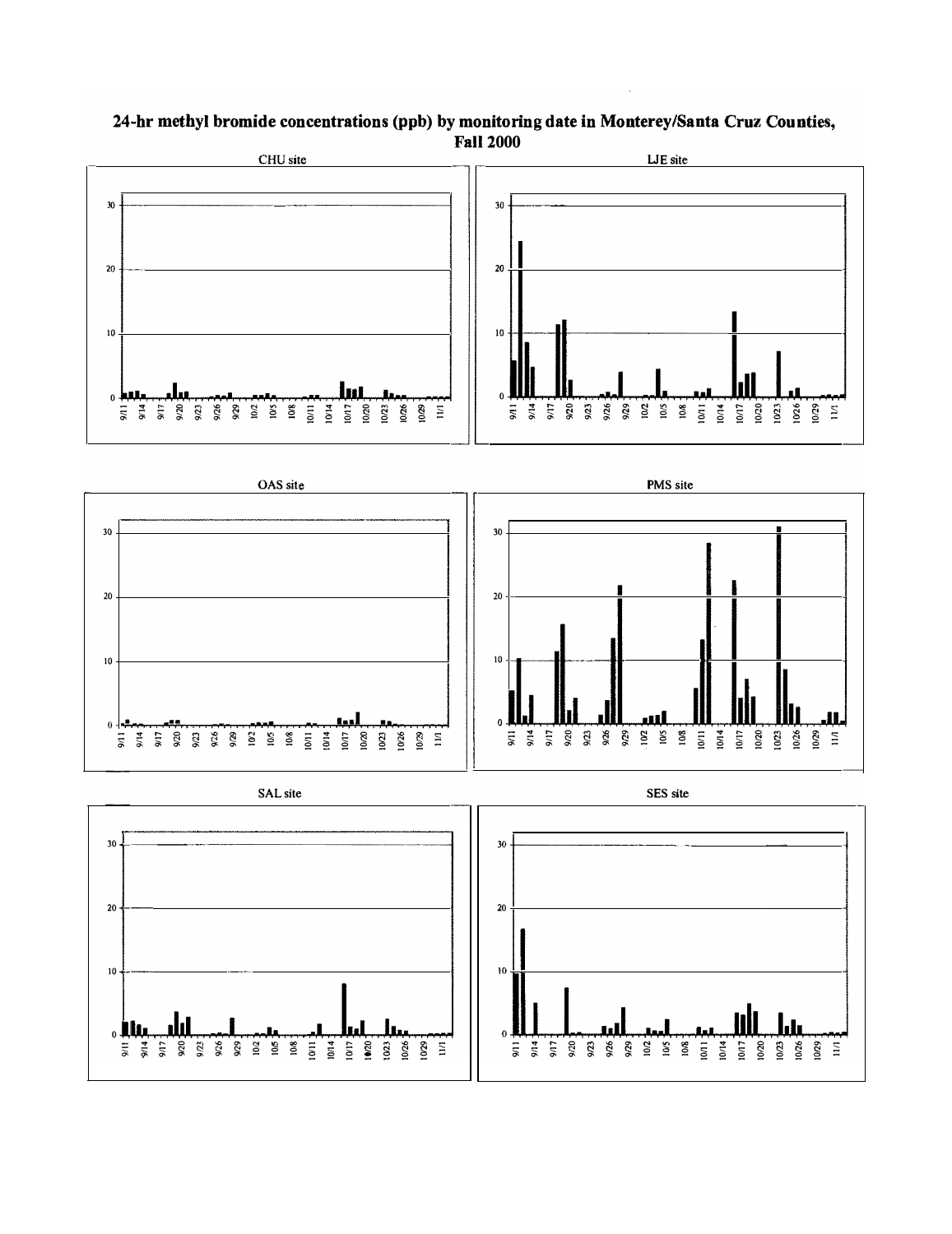**24-hr methyl bromide concentrations (ppb) by monitoring date in Monterey/Santa Cruz Counties, Fall 2000**

CHU site

LJE site

OAS site

PMS site

SAL site

SES site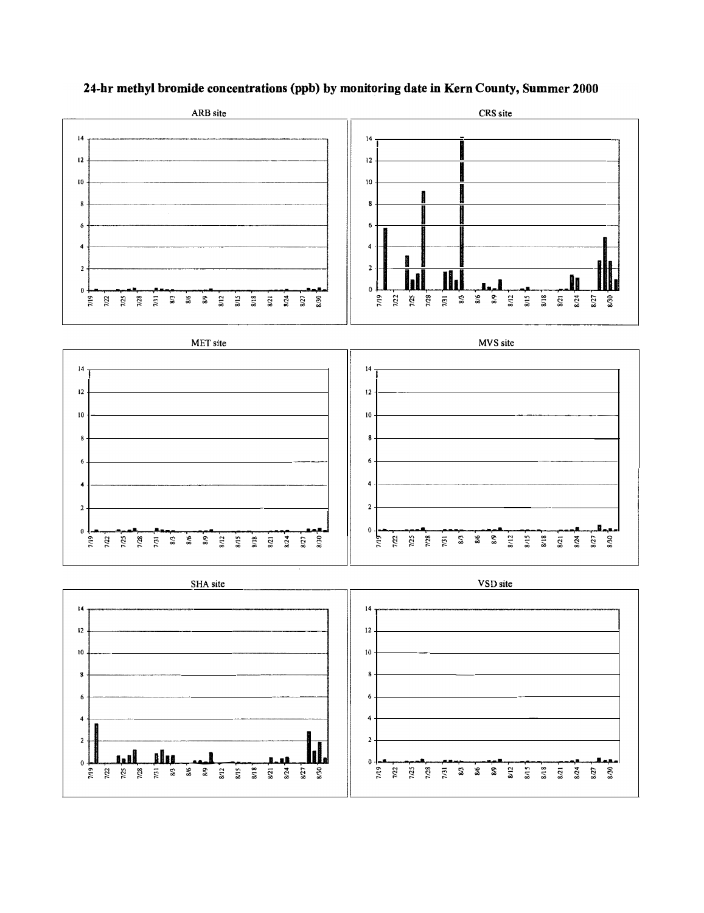# 24-hr methyl bromide concentrations (ppb) by monitoring date in Kern County, Summer 2000

ARB site

14
12
10
8
6
4
2
0

7/19 7/22 7/25 7/28 7/31 8/3 8/6 8/9 8/12 8/15 8/18 8/21 8/24 8/27 8/30

CRS site

14
12
10
8
6
4
2
0

7/19 7/22 7/25 7/28 7/31 8/3 8/6 8/9 8/12 8/15 8/18 8/21 8/24 8/27 8/30

MET site

14
12
10
8
6
4
2
0

7/19 7/22 7/25 7/28 7/31 8/3 8/6 8/9 8/12 8/15 8/18 8/21 8/24 8/27 8/30

MVS site

14
12
10
8
6
4
2
0

7/19 7/22 7/25 7/28 7/31 8/3 8/6 8/9 8/12 8/15 8/18 8/21 8/24 8/27 8/30

SHA site

14
12
10
8
6
4
2
0

7/19 7/22 7/25 7/28 7/31 8/3 8/6 8/9 8/12 8/15 8/18 8/21 8/24 8/27 8/30

VSD site

14
12
10
8
6
4
2
0

7/19 7/22 7/25 7/28 7/31 8/3 8/6 8/9 8/12 8/15 8/18 8/21 8/24 8/27 8/30